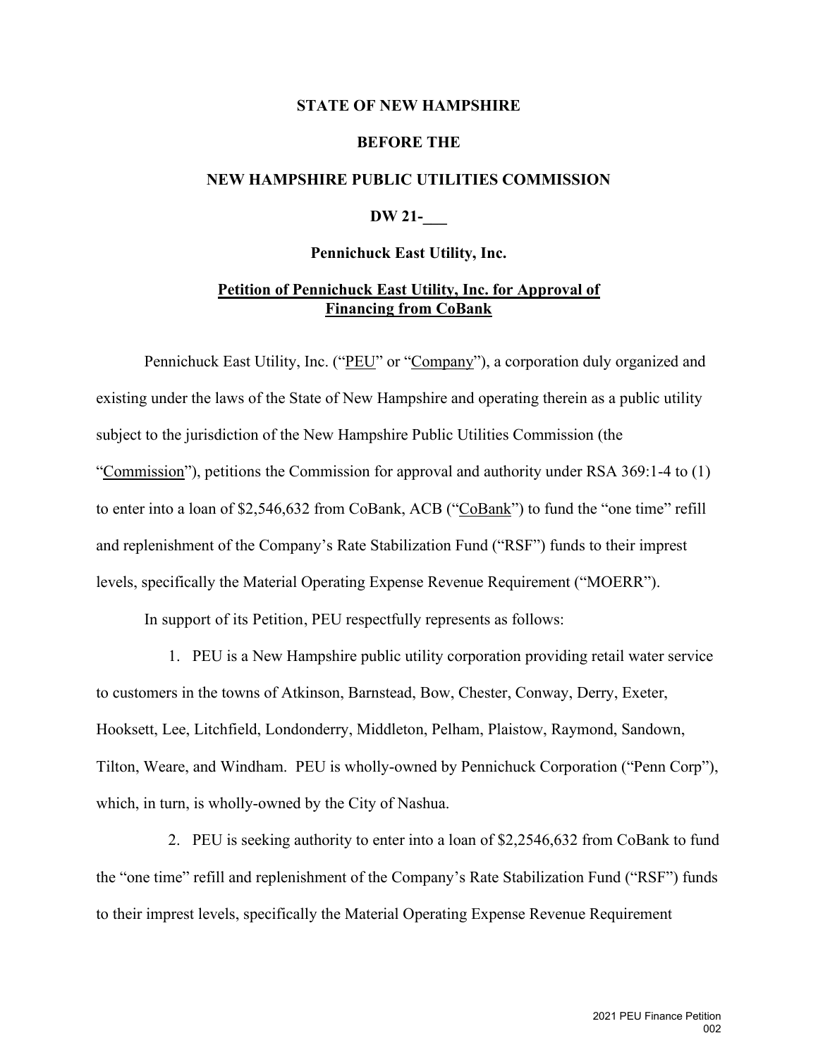**STATE OF NEW HAMPSHIRE**

**BEFORE THE**

**NEW HAMPSHIRE PUBLIC UTILITIES COMMISSION**

**DW 21-___**

**Pennichuck East Utility, Inc.**

**Petition of Pennichuck East Utility, Inc. for Approval of Financing from CoBank**

Pennichuck East Utility, Inc. ("PEU" or "Company"), a corporation duly organized and existing under the laws of the State of New Hampshire and operating therein as a public utility subject to the jurisdiction of the New Hampshire Public Utilities Commission (the "Commission"), petitions the Commission for approval and authority under RSA 369:1-4 to (1) to enter into a loan of $2,546,632 from CoBank, ACB ("CoBank") to fund the "one time" refill and replenishment of the Company's Rate Stabilization Fund ("RSF") funds to their imprest levels, specifically the Material Operating Expense Revenue Requirement ("MOERR").

In support of its Petition, PEU respectfully represents as follows:

1. PEU is a New Hampshire public utility corporation providing retail water service to customers in the towns of Atkinson, Barnstead, Bow, Chester, Conway, Derry, Exeter, Hooksett, Lee, Litchfield, Londonderry, Middleton, Pelham, Plaistow, Raymond, Sandown, Tilton, Weare, and Windham. PEU is wholly-owned by Pennichuck Corporation ("Penn Corp"), which, in turn, is wholly-owned by the City of Nashua.

2. PEU is seeking authority to enter into a loan of $2,2546,632 from CoBank to fund the "one time" refill and replenishment of the Company's Rate Stabilization Fund ("RSF") funds to their imprest levels, specifically the Material Operating Expense Revenue Requirement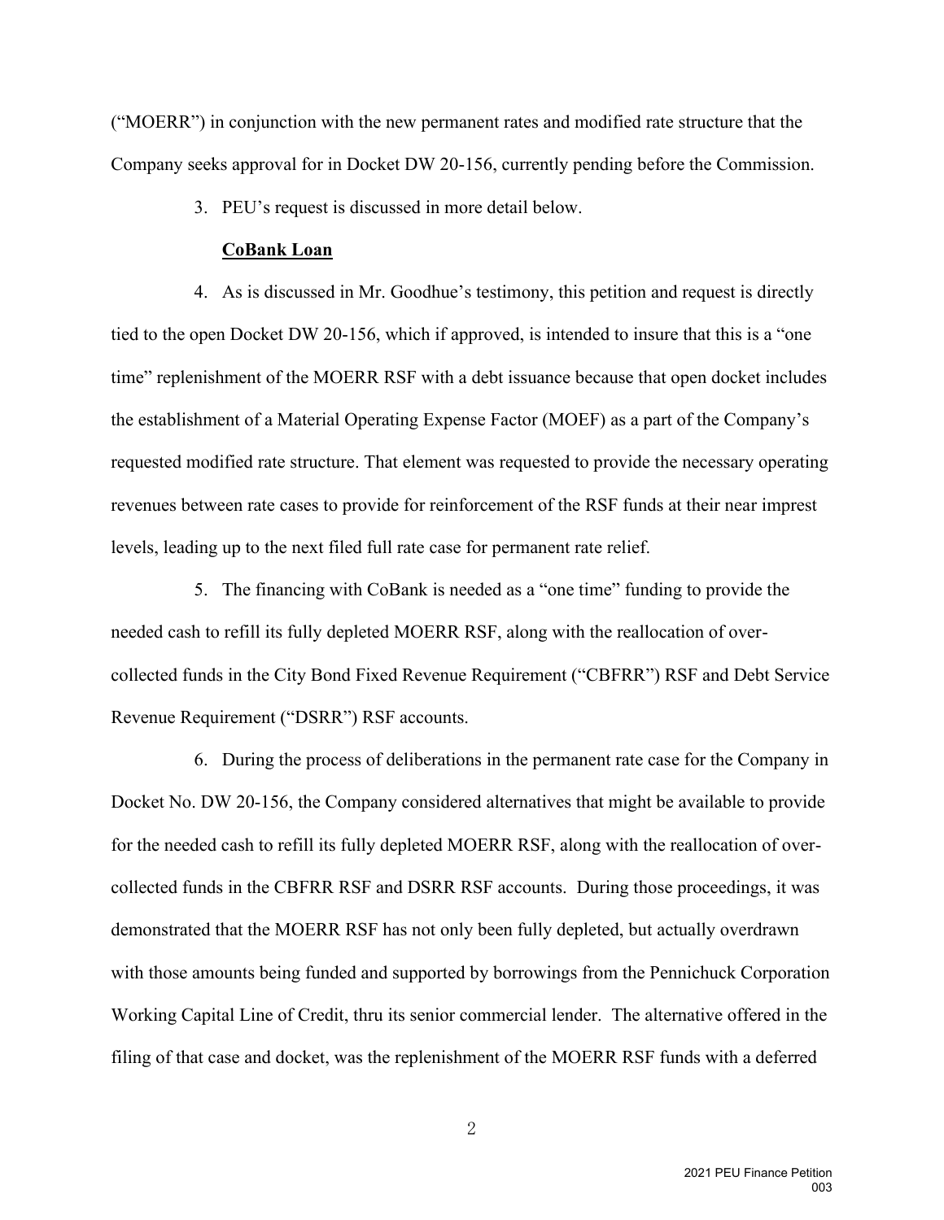("MOERR") in conjunction with the new permanent rates and modified rate structure that the Company seeks approval for in Docket DW 20-156, currently pending before the Commission.

3. PEU's request is discussed in more detail below.

**CoBank Loan**

4. As is discussed in Mr. Goodhue's testimony, this petition and request is directly tied to the open Docket DW 20-156, which if approved, is intended to insure that this is a "one time" replenishment of the MOERR RSF with a debt issuance because that open docket includes the establishment of a Material Operating Expense Factor (MOEF) as a part of the Company's requested modified rate structure. That element was requested to provide the necessary operating revenues between rate cases to provide for reinforcement of the RSF funds at their near imprest levels, leading up to the next filed full rate case for permanent rate relief.

5. The financing with CoBank is needed as a "one time" funding to provide the needed cash to refill its fully depleted MOERR RSF, along with the reallocation of over-collected funds in the City Bond Fixed Revenue Requirement ("CBFRR") RSF and Debt Service Revenue Requirement ("DSRR") RSF accounts.

6. During the process of deliberations in the permanent rate case for the Company in Docket No. DW 20-156, the Company considered alternatives that might be available to provide for the needed cash to refill its fully depleted MOERR RSF, along with the reallocation of over-collected funds in the CBFRR RSF and DSRR RSF accounts. During those proceedings, it was demonstrated that the MOERR RSF has not only been fully depleted, but actually overdrawn with those amounts being funded and supported by borrowings from the Pennichuck Corporation Working Capital Line of Credit, thru its senior commercial lender. The alternative offered in the filing of that case and docket, was the replenishment of the MOERR RSF funds with a deferred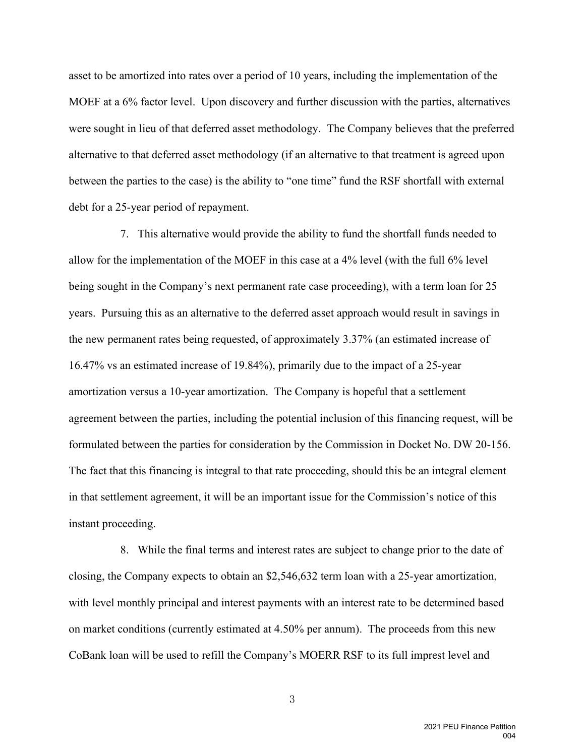asset to be amortized into rates over a period of 10 years, including the implementation of the MOEF at a 6% factor level. Upon discovery and further discussion with the parties, alternatives were sought in lieu of that deferred asset methodology. The Company believes that the preferred alternative to that deferred asset methodology (if an alternative to that treatment is agreed upon between the parties to the case) is the ability to "one time" fund the RSF shortfall with external debt for a 25-year period of repayment.

7. This alternative would provide the ability to fund the shortfall funds needed to allow for the implementation of the MOEF in this case at a 4% level (with the full 6% level being sought in the Company's next permanent rate case proceeding), with a term loan for 25 years. Pursuing this as an alternative to the deferred asset approach would result in savings in the new permanent rates being requested, of approximately 3.37% (an estimated increase of 16.47% vs an estimated increase of 19.84%), primarily due to the impact of a 25-year amortization versus a 10-year amortization. The Company is hopeful that a settlement agreement between the parties, including the potential inclusion of this financing request, will be formulated between the parties for consideration by the Commission in Docket No. DW 20-156. The fact that this financing is integral to that rate proceeding, should this be an integral element in that settlement agreement, it will be an important issue for the Commission's notice of this instant proceeding.

8. While the final terms and interest rates are subject to change prior to the date of closing, the Company expects to obtain an $2,546,632 term loan with a 25-year amortization, with level monthly principal and interest payments with an interest rate to be determined based on market conditions (currently estimated at 4.50% per annum). The proceeds from this new CoBank loan will be used to refill the Company's MOERR RSF to its full imprest level and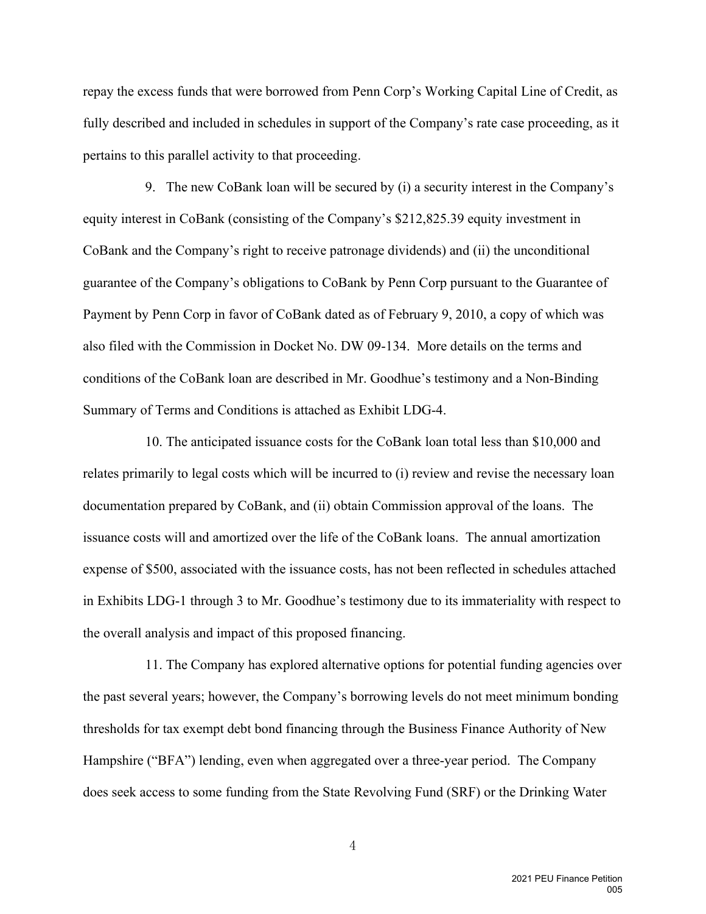repay the excess funds that were borrowed from Penn Corp's Working Capital Line of Credit, as fully described and included in schedules in support of the Company's rate case proceeding, as it pertains to this parallel activity to that proceeding.

9. The new CoBank loan will be secured by (i) a security interest in the Company's equity interest in CoBank (consisting of the Company's $212,825.39 equity investment in CoBank and the Company's right to receive patronage dividends) and (ii) the unconditional guarantee of the Company's obligations to CoBank by Penn Corp pursuant to the Guarantee of Payment by Penn Corp in favor of CoBank dated as of February 9, 2010, a copy of which was also filed with the Commission in Docket No. DW 09-134. More details on the terms and conditions of the CoBank loan are described in Mr. Goodhue's testimony and a Non-Binding Summary of Terms and Conditions is attached as Exhibit LDG-4.

10. The anticipated issuance costs for the CoBank loan total less than $10,000 and relates primarily to legal costs which will be incurred to (i) review and revise the necessary loan documentation prepared by CoBank, and (ii) obtain Commission approval of the loans. The issuance costs will and amortized over the life of the CoBank loans. The annual amortization expense of $500, associated with the issuance costs, has not been reflected in schedules attached in Exhibits LDG-1 through 3 to Mr. Goodhue's testimony due to its immateriality with respect to the overall analysis and impact of this proposed financing.

11. The Company has explored alternative options for potential funding agencies over the past several years; however, the Company's borrowing levels do not meet minimum bonding thresholds for tax exempt debt bond financing through the Business Finance Authority of New Hampshire ("BFA") lending, even when aggregated over a three-year period. The Company does seek access to some funding from the State Revolving Fund (SRF) or the Drinking Water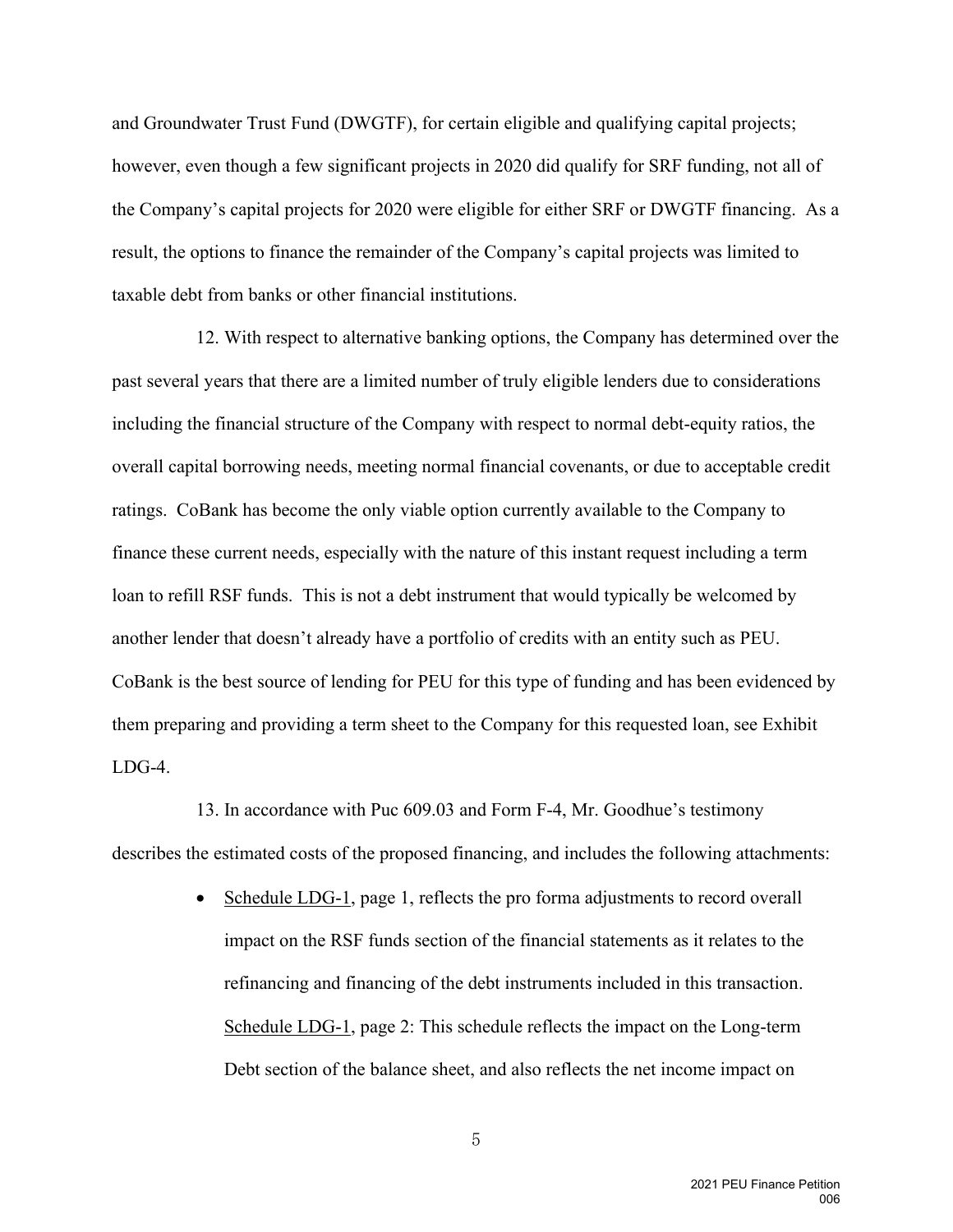and Groundwater Trust Fund (DWGTF), for certain eligible and qualifying capital projects; however, even though a few significant projects in 2020 did qualify for SRF funding, not all of the Company's capital projects for 2020 were eligible for either SRF or DWGTF financing. As a result, the options to finance the remainder of the Company's capital projects was limited to taxable debt from banks or other financial institutions.

12. With respect to alternative banking options, the Company has determined over the past several years that there are a limited number of truly eligible lenders due to considerations including the financial structure of the Company with respect to normal debt-equity ratios, the overall capital borrowing needs, meeting normal financial covenants, or due to acceptable credit ratings. CoBank has become the only viable option currently available to the Company to finance these current needs, especially with the nature of this instant request including a term loan to refill RSF funds. This is not a debt instrument that would typically be welcomed by another lender that doesn't already have a portfolio of credits with an entity such as PEU. CoBank is the best source of lending for PEU for this type of funding and has been evidenced by them preparing and providing a term sheet to the Company for this requested loan, see Exhibit LDG-4.

13. In accordance with Puc 609.03 and Form F-4, Mr. Goodhue's testimony describes the estimated costs of the proposed financing, and includes the following attachments:

- Schedule LDG-1, page 1, reflects the pro forma adjustments to record overall impact on the RSF funds section of the financial statements as it relates to the refinancing and financing of the debt instruments included in this transaction. Schedule LDG-1, page 2: This schedule reflects the impact on the Long-term Debt section of the balance sheet, and also reflects the net income impact on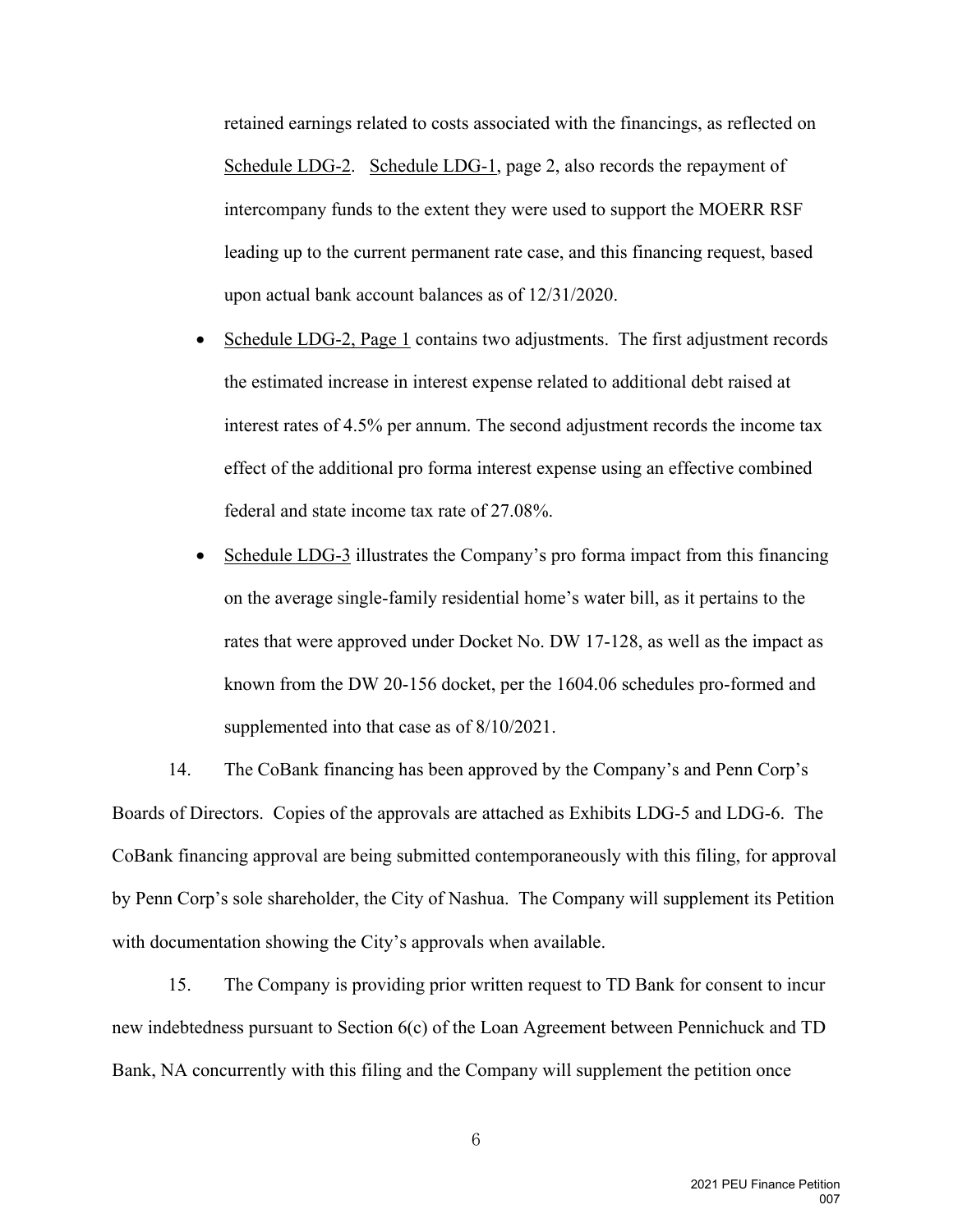retained earnings related to costs associated with the financings, as reflected on Schedule LDG-2. Schedule LDG-1, page 2, also records the repayment of intercompany funds to the extent they were used to support the MOERR RSF leading up to the current permanent rate case, and this financing request, based upon actual bank account balances as of 12/31/2020.

- Schedule LDG-2, Page 1 contains two adjustments. The first adjustment records the estimated increase in interest expense related to additional debt raised at interest rates of 4.5% per annum. The second adjustment records the income tax effect of the additional pro forma interest expense using an effective combined federal and state income tax rate of 27.08%.
- Schedule LDG-3 illustrates the Company's pro forma impact from this financing on the average single-family residential home's water bill, as it pertains to the rates that were approved under Docket No. DW 17-128, as well as the impact as known from the DW 20-156 docket, per the 1604.06 schedules pro-formed and supplemented into that case as of 8/10/2021.

14. The CoBank financing has been approved by the Company's and Penn Corp's Boards of Directors. Copies of the approvals are attached as Exhibits LDG-5 and LDG-6. The CoBank financing approval are being submitted contemporaneously with this filing, for approval by Penn Corp's sole shareholder, the City of Nashua. The Company will supplement its Petition with documentation showing the City's approvals when available.

15. The Company is providing prior written request to TD Bank for consent to incur new indebtedness pursuant to Section 6(c) of the Loan Agreement between Pennichuck and TD Bank, NA concurrently with this filing and the Company will supplement the petition once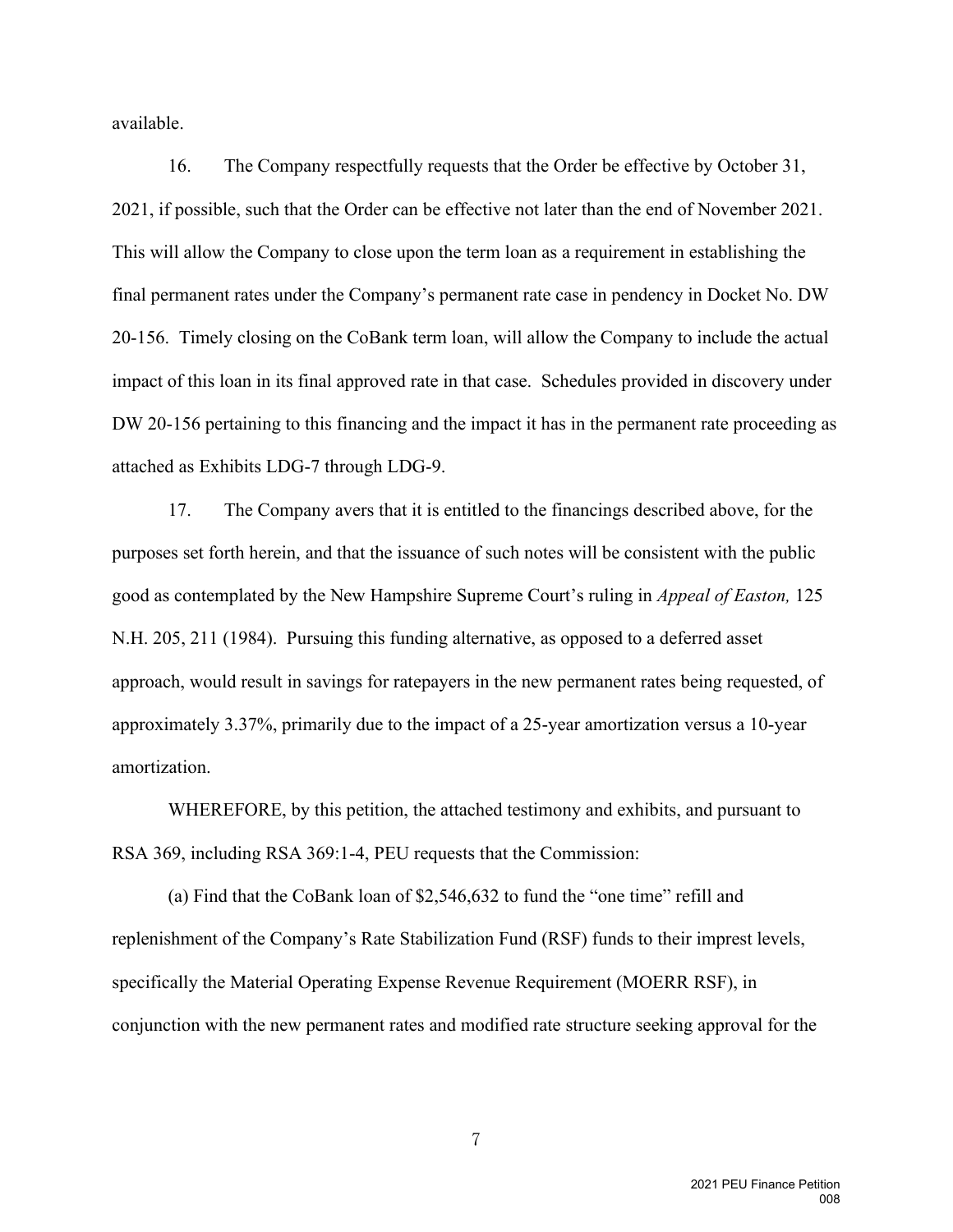available.

16. The Company respectfully requests that the Order be effective by October 31, 2021, if possible, such that the Order can be effective not later than the end of November 2021. This will allow the Company to close upon the term loan as a requirement in establishing the final permanent rates under the Company's permanent rate case in pendency in Docket No. DW 20-156. Timely closing on the CoBank term loan, will allow the Company to include the actual impact of this loan in its final approved rate in that case. Schedules provided in discovery under DW 20-156 pertaining to this financing and the impact it has in the permanent rate proceeding as attached as Exhibits LDG-7 through LDG-9.

17. The Company avers that it is entitled to the financings described above, for the purposes set forth herein, and that the issuance of such notes will be consistent with the public good as contemplated by the New Hampshire Supreme Court's ruling in *Appeal of Easton,* 125 N.H. 205, 211 (1984). Pursuing this funding alternative, as opposed to a deferred asset approach, would result in savings for ratepayers in the new permanent rates being requested, of approximately 3.37%, primarily due to the impact of a 25-year amortization versus a 10-year amortization.

WHEREFORE, by this petition, the attached testimony and exhibits, and pursuant to RSA 369, including RSA 369:1-4, PEU requests that the Commission:

(a) Find that the CoBank loan of $2,546,632 to fund the "one time" refill and replenishment of the Company's Rate Stabilization Fund (RSF) funds to their impress levels, specifically the Material Operating Expense Revenue Requirement (MOERR RSF), in conjunction with the new permanent rates and modified rate structure seeking approval for the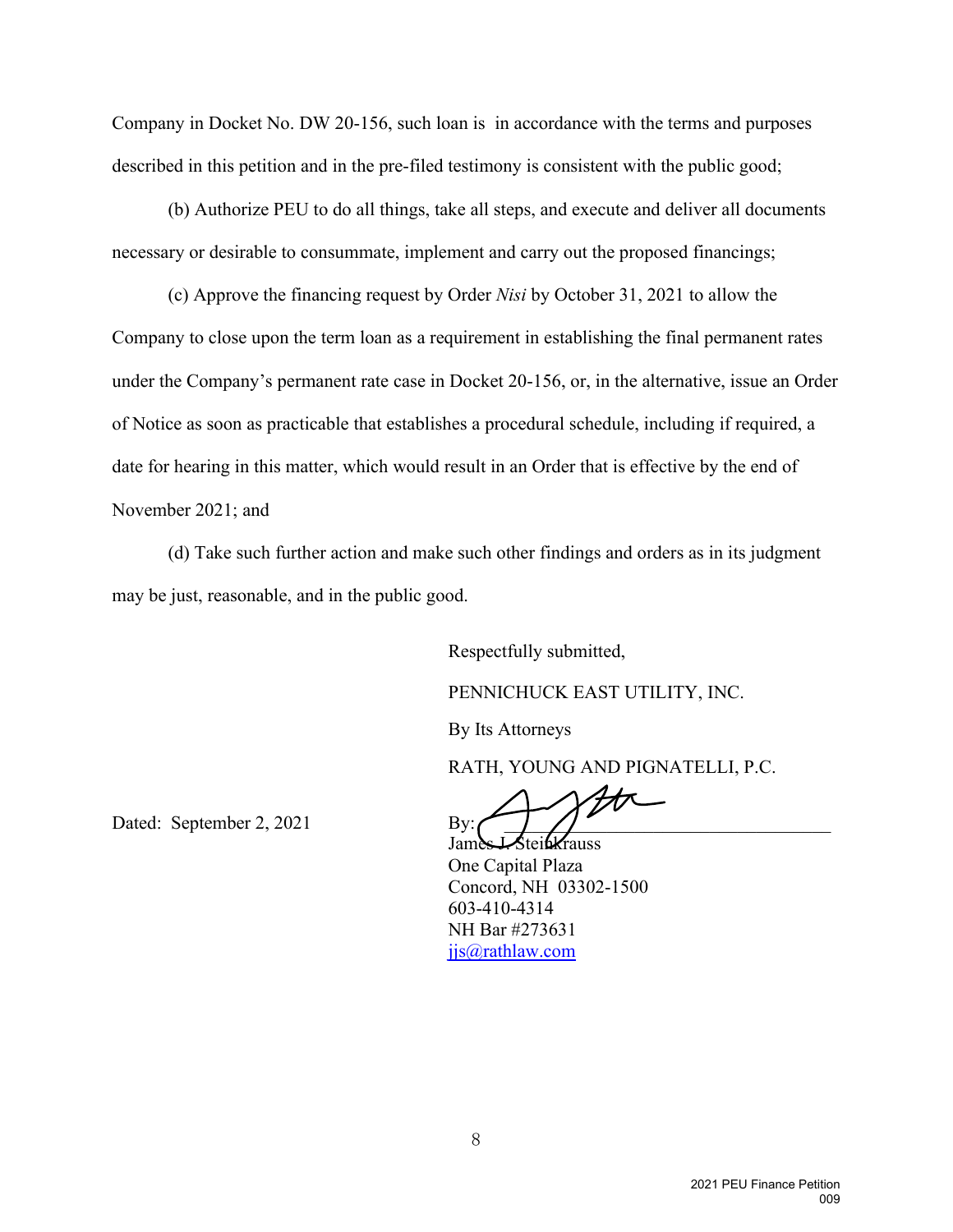Company in Docket No. DW 20-156, such loan is in accordance with the terms and purposes described in this petition and in the pre-filed testimony is consistent with the public good;

(b) Authorize PEU to do all things, take all steps, and execute and deliver all documents necessary or desirable to consummate, implement and carry out the proposed financings;

(c) Approve the financing request by Order *Nisi* by October 31, 2021 to allow the Company to close upon the term loan as a requirement in establishing the final permanent rates under the Company's permanent rate case in Docket 20-156, or, in the alternative, issue an Order of Notice as soon as practicable that establishes a procedural schedule, including if required, a date for hearing in this matter, which would result in an Order that is effective by the end of November 2021; and

(d) Take such further action and make such other findings and orders as in its judgment may be just, reasonable, and in the public good.

Respectfully submitted,

PENNICHUCK EAST UTILITY, INC.

By Its Attorneys

RATH, YOUNG AND PIGNATELLI, P.C.

Dated: September 2, 2021

By: ___________________________________
James J. Steinkrauss
One Capital Plaza
Concord, NH 03302-1500
603-410-4314
NH Bar #273631
jjs@rathlaw.com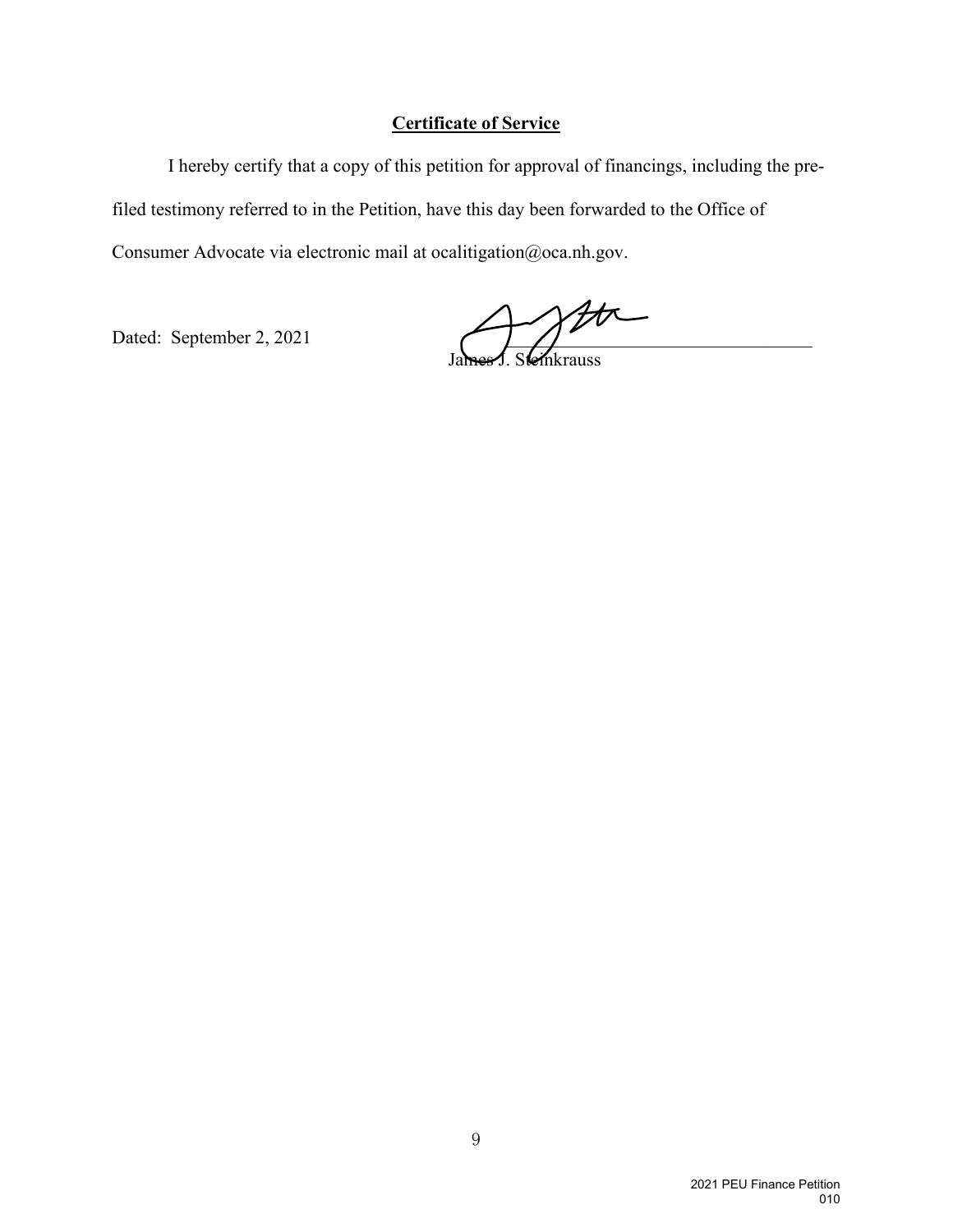**Certificate of Service**

I hereby certify that a copy of this petition for approval of financings, including the pre-filed testimony referred to in the Petition, have this day been forwarded to the Office of Consumer Advocate via electronic mail at ocalitigation@oca.nh.gov.

Dated: September 2, 2021

James J. Steinkrauss